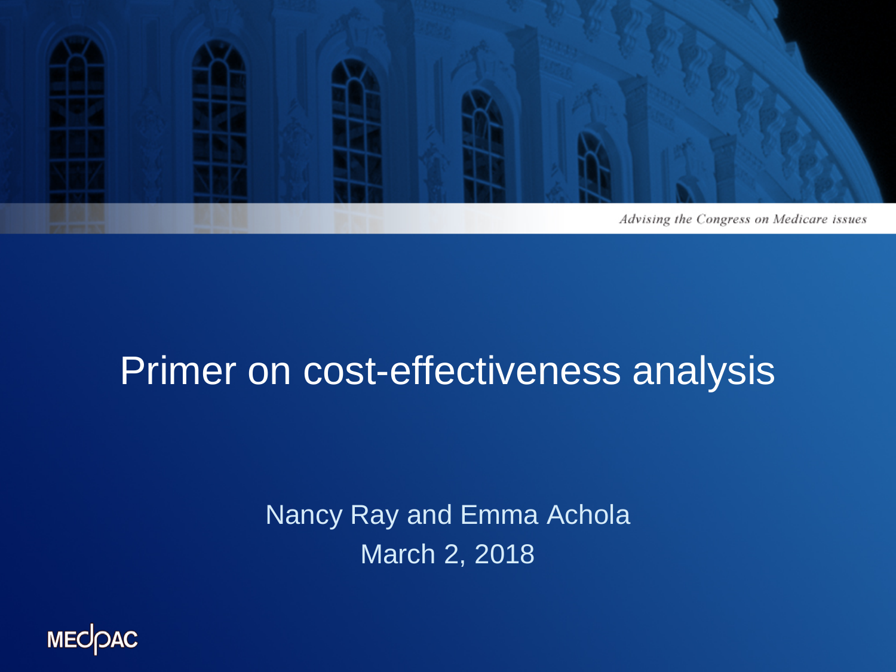Advising the Congress on Medicare issues

# Primer on cost-effectiveness analysis

Nancy Ray and Emma Achola

March 2, 2018

MEDPAC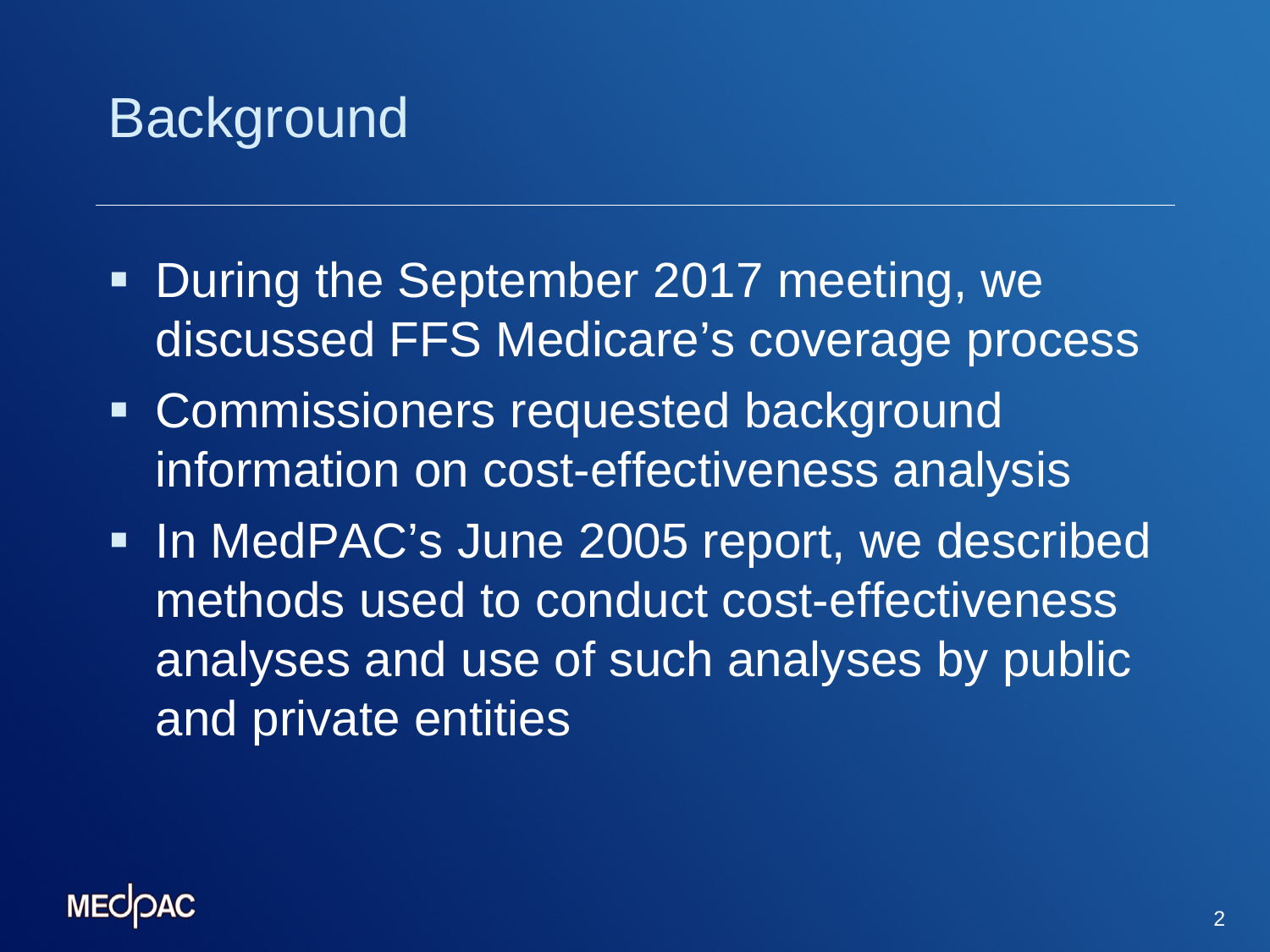# Background

- During the September 2017 meeting, we discussed FFS Medicare's coverage process
- Commissioners requested background information on cost-effectiveness analysis
- In MedPAC's June 2005 report, we described methods used to conduct cost-effectiveness analyses and use of such analyses by public and private entities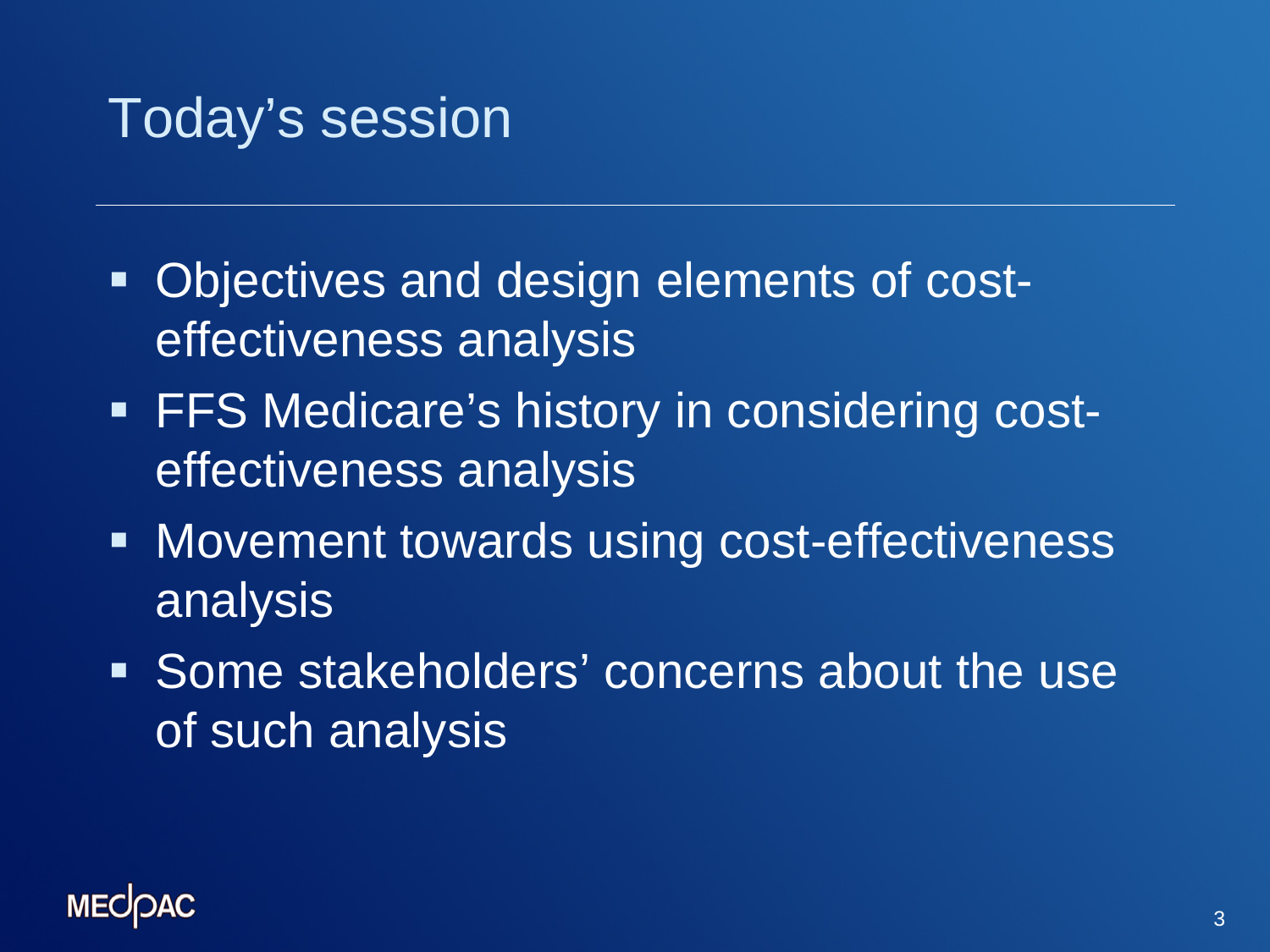# Today's session

- Objectives and design elements of cost-effectiveness analysis
- FFS Medicare's history in considering cost-effectiveness analysis
- Movement towards using cost-effectiveness analysis
- Some stakeholders' concerns about the use of such analysis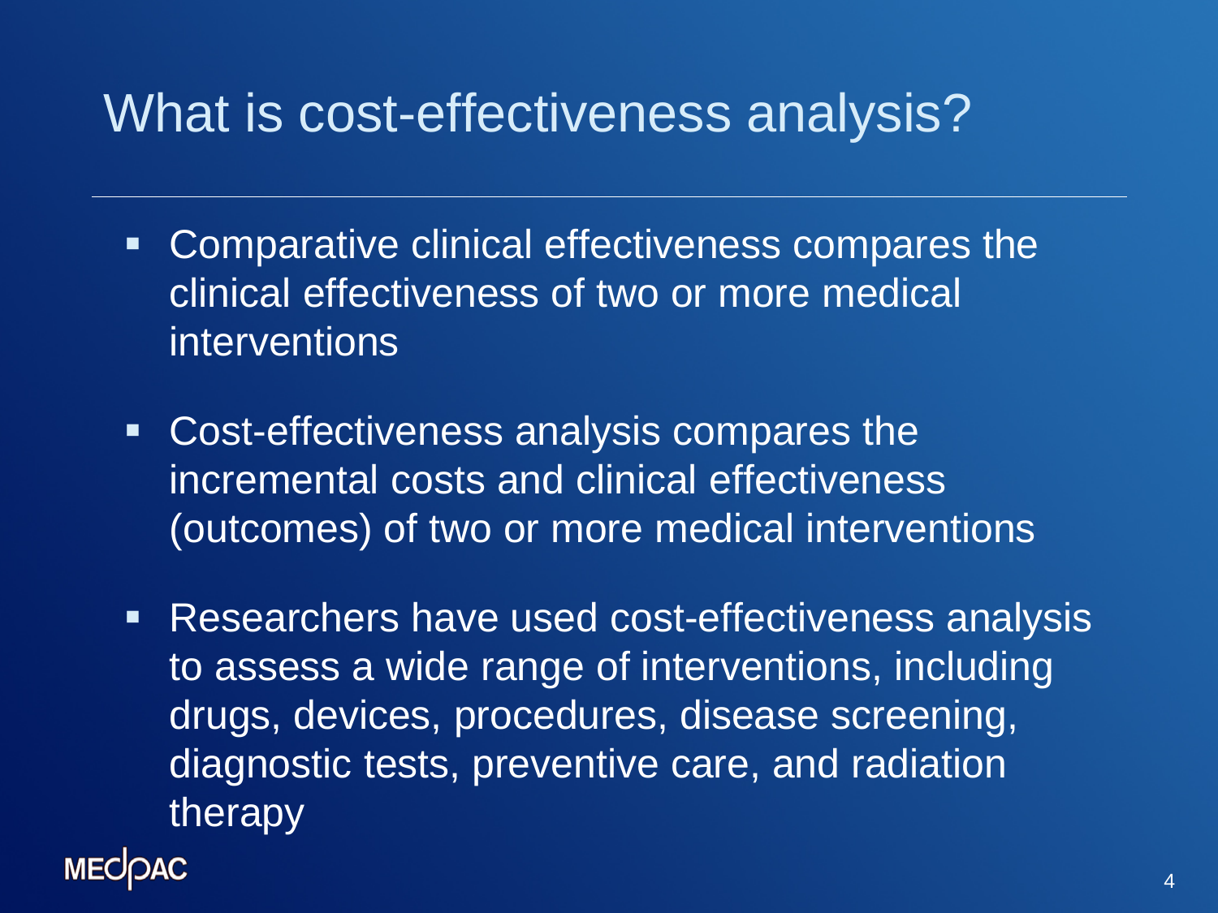# What is cost-effectiveness analysis?

- Comparative clinical effectiveness compares the clinical effectiveness of two or more medical interventions
- Cost-effectiveness analysis compares the incremental costs and clinical effectiveness (outcomes) of two or more medical interventions
- Researchers have used cost-effectiveness analysis to assess a wide range of interventions, including drugs, devices, procedures, disease screening, diagnostic tests, preventive care, and radiation therapy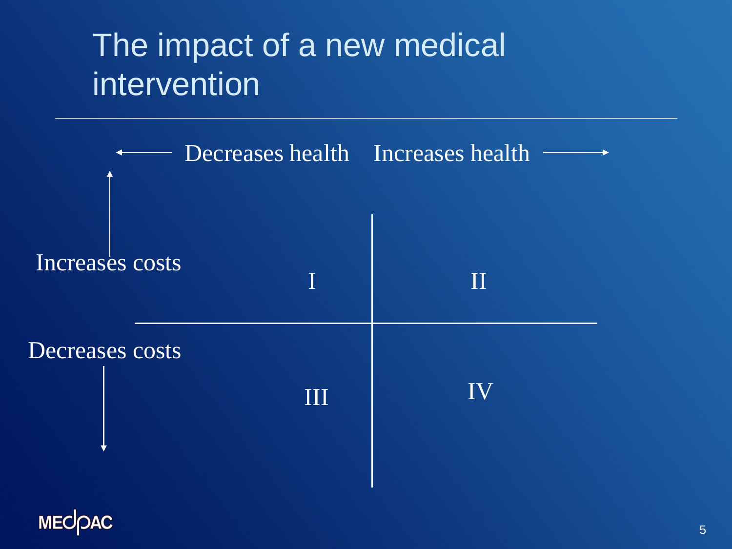# The impact of a new medical intervention

| | ← Decreases health | Increases health → |
|---|---|---|
| ↑ Increases costs | I | II |
| Decreases costs ↓ | III | IV |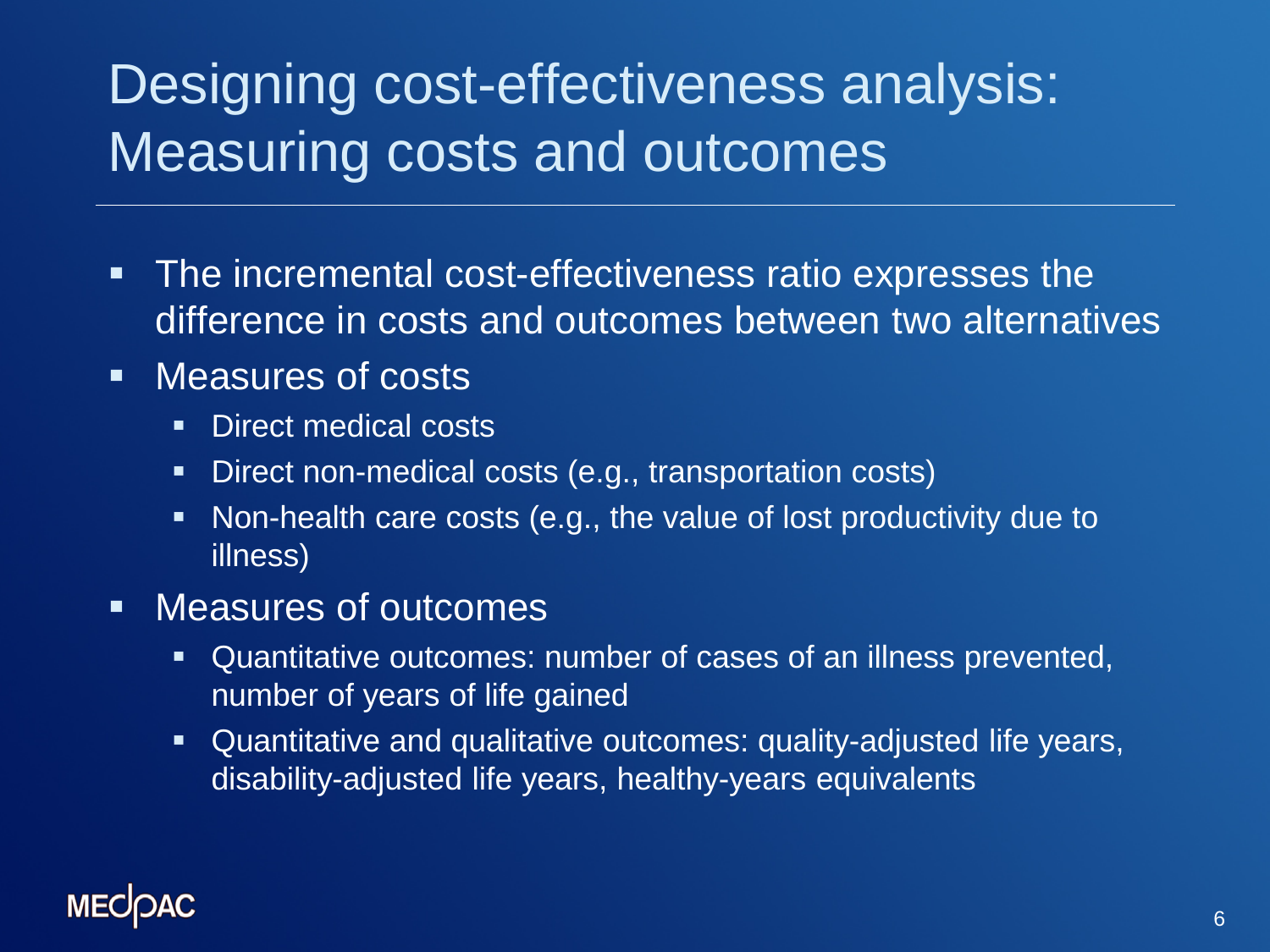# Designing cost-effectiveness analysis: Measuring costs and outcomes

- The incremental cost-effectiveness ratio expresses the difference in costs and outcomes between two alternatives
- Measures of costs
  - Direct medical costs
  - Direct non-medical costs (e.g., transportation costs)
  - Non-health care costs (e.g., the value of lost productivity due to illness)
- Measures of outcomes
  - Quantitative outcomes: number of cases of an illness prevented, number of years of life gained
  - Quantitative and qualitative outcomes: quality-adjusted life years, disability-adjusted life years, healthy-years equivalents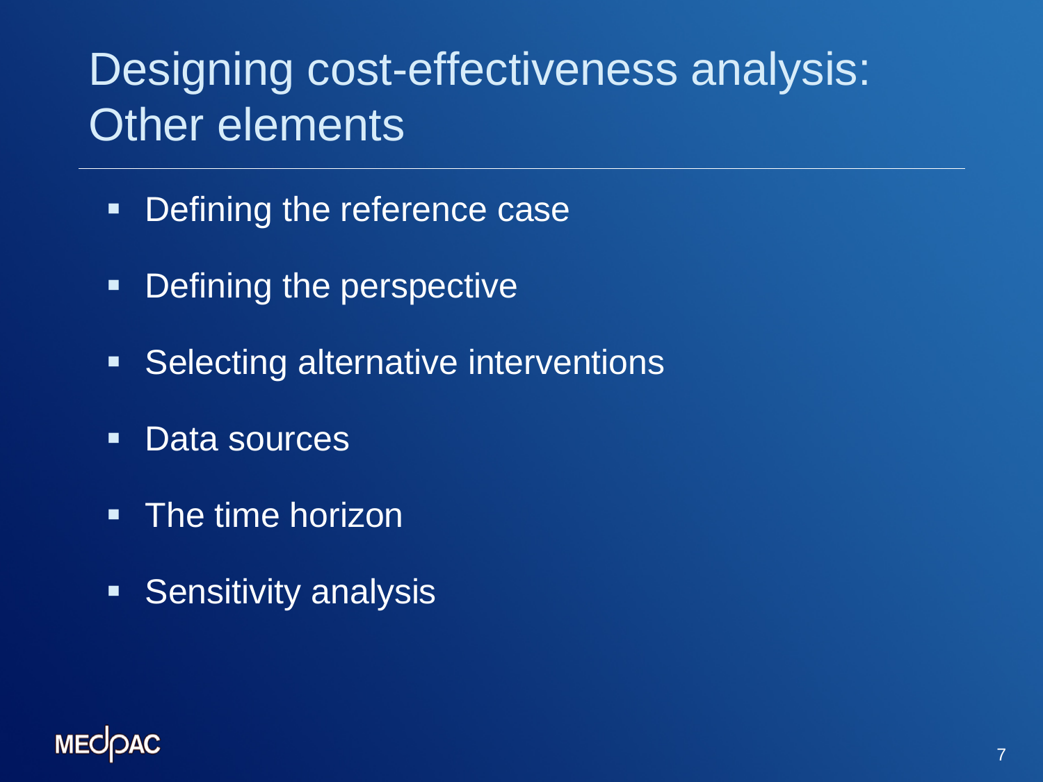# Designing cost-effectiveness analysis: Other elements

- Defining the reference case
- Defining the perspective
- Selecting alternative interventions
- Data sources
- The time horizon
- Sensitivity analysis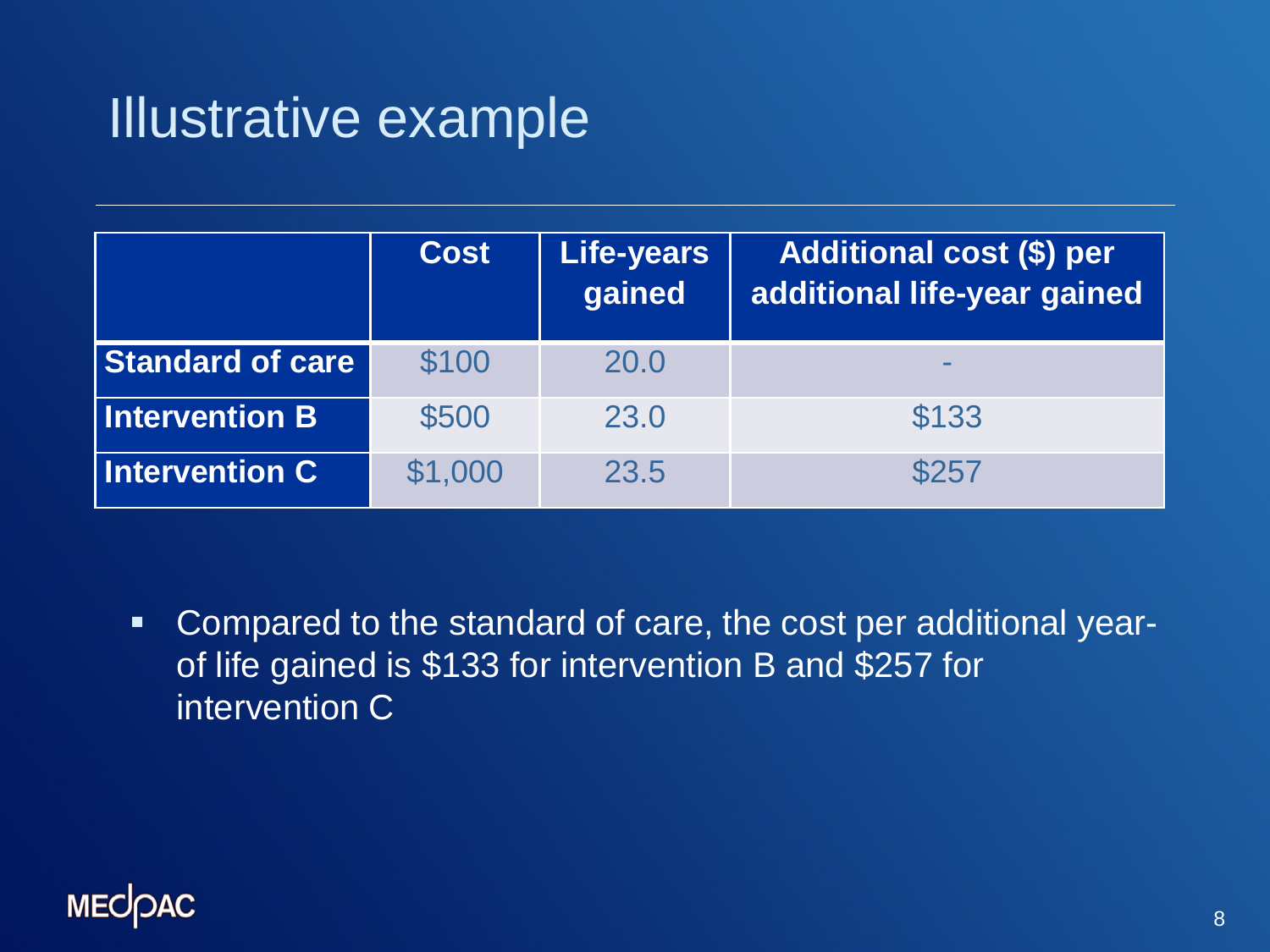# Illustrative example

| | Cost | Life-years gained | Additional cost ($) per additional life-year gained |
|---|---|---|---|
| **Standard of care** | $100 | 20.0 | - |
| **Intervention B** | $500 | 23.0 | $133 |
| **Intervention C** | $1,000 | 23.5 | $257 |

- Compared to the standard of care, the cost per additional year-of life gained is $133 for intervention B and $257 for intervention C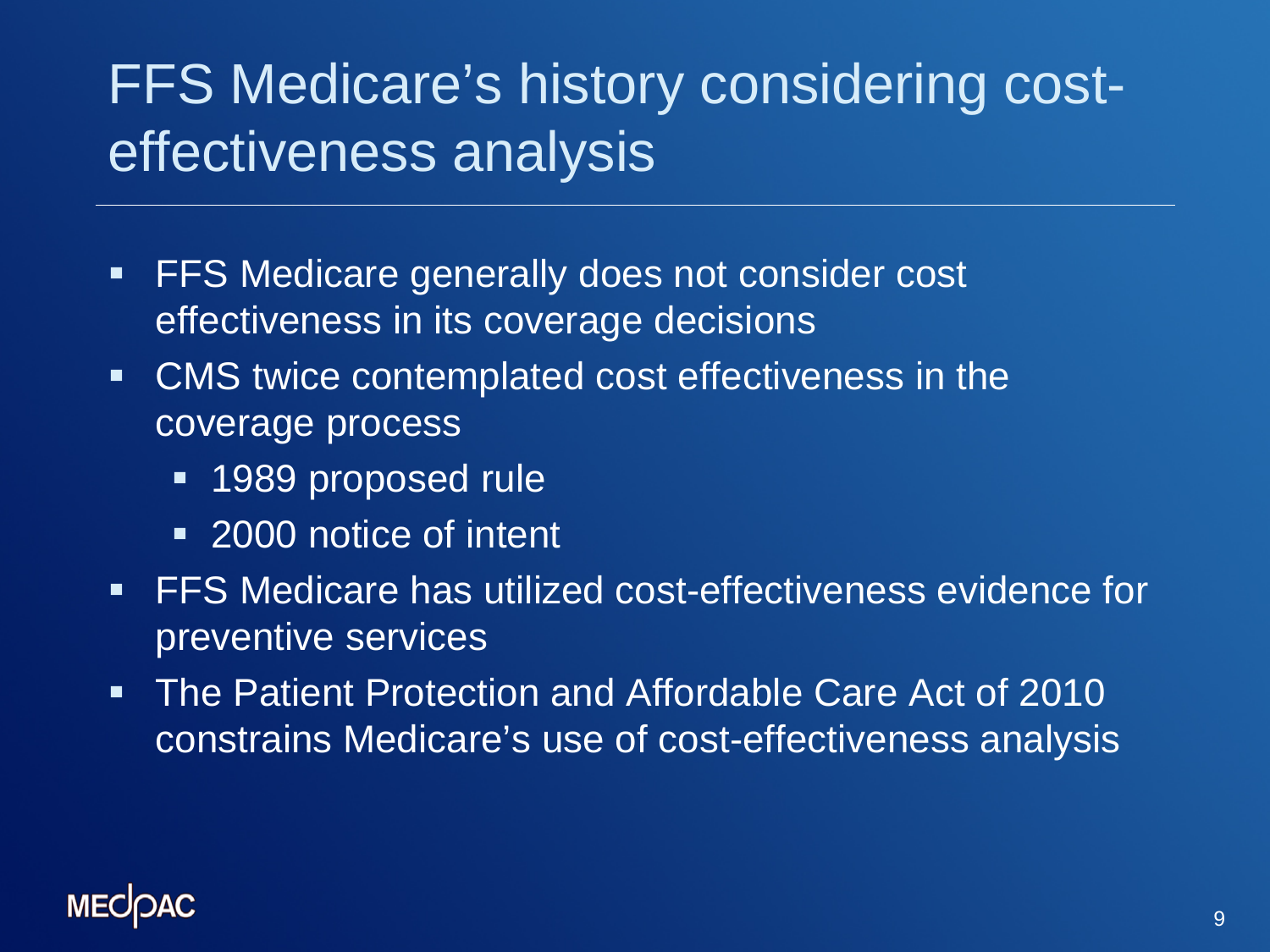# FFS Medicare's history considering cost-effectiveness analysis

- FFS Medicare generally does not consider cost effectiveness in its coverage decisions
- CMS twice contemplated cost effectiveness in the coverage process
  - 1989 proposed rule
  - 2000 notice of intent
- FFS Medicare has utilized cost-effectiveness evidence for preventive services
- The Patient Protection and Affordable Care Act of 2010 constrains Medicare's use of cost-effectiveness analysis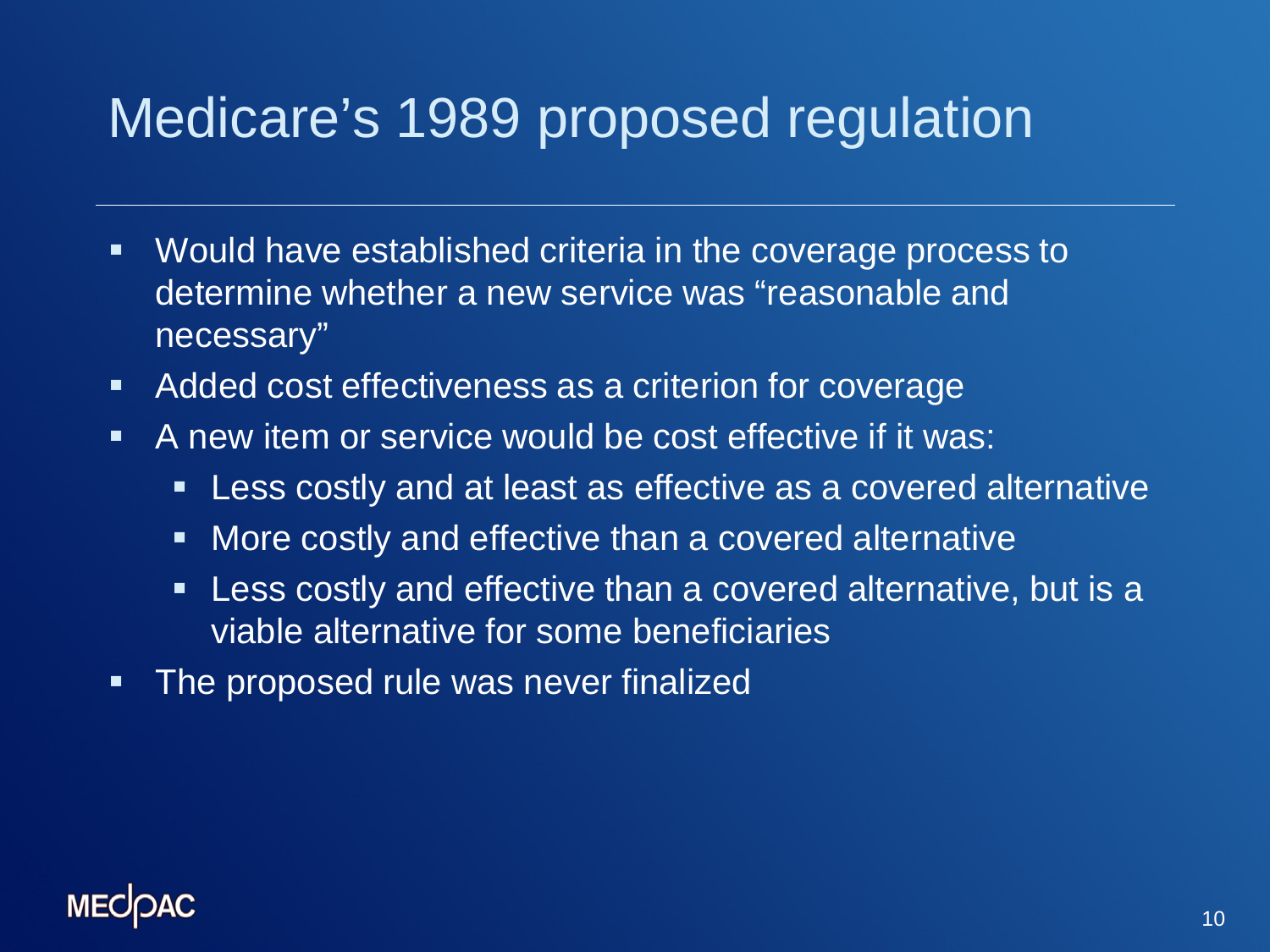# Medicare's 1989 proposed regulation

- Would have established criteria in the coverage process to determine whether a new service was "reasonable and necessary"
- Added cost effectiveness as a criterion for coverage
- A new item or service would be cost effective if it was:
  - Less costly and at least as effective as a covered alternative
  - More costly and effective than a covered alternative
  - Less costly and effective than a covered alternative, but is a viable alternative for some beneficiaries
- The proposed rule was never finalized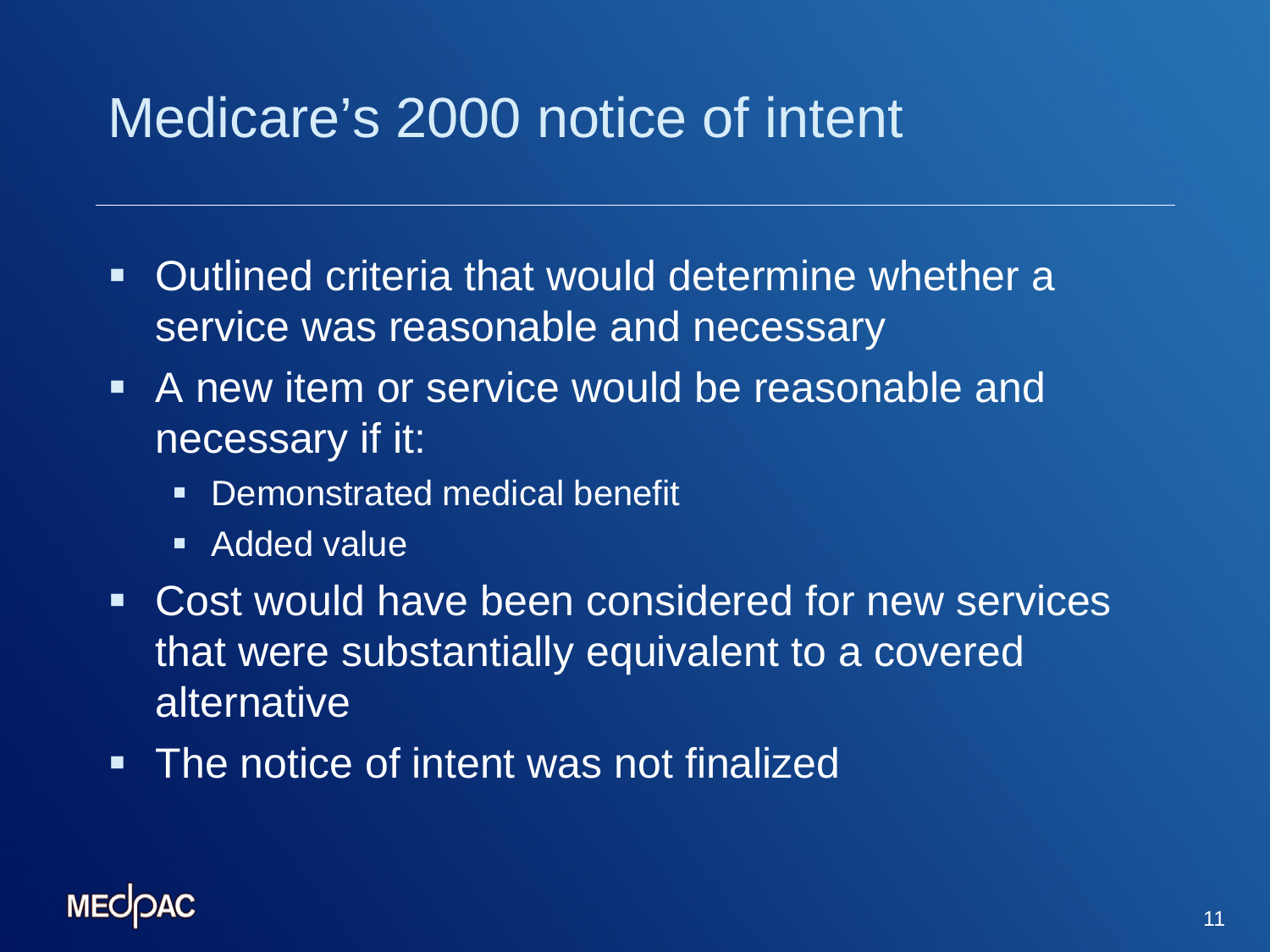# Medicare's 2000 notice of intent

- Outlined criteria that would determine whether a service was reasonable and necessary
- A new item or service would be reasonable and necessary if it:
  - Demonstrated medical benefit
  - Added value
- Cost would have been considered for new services that were substantially equivalent to a covered alternative
- The notice of intent was not finalized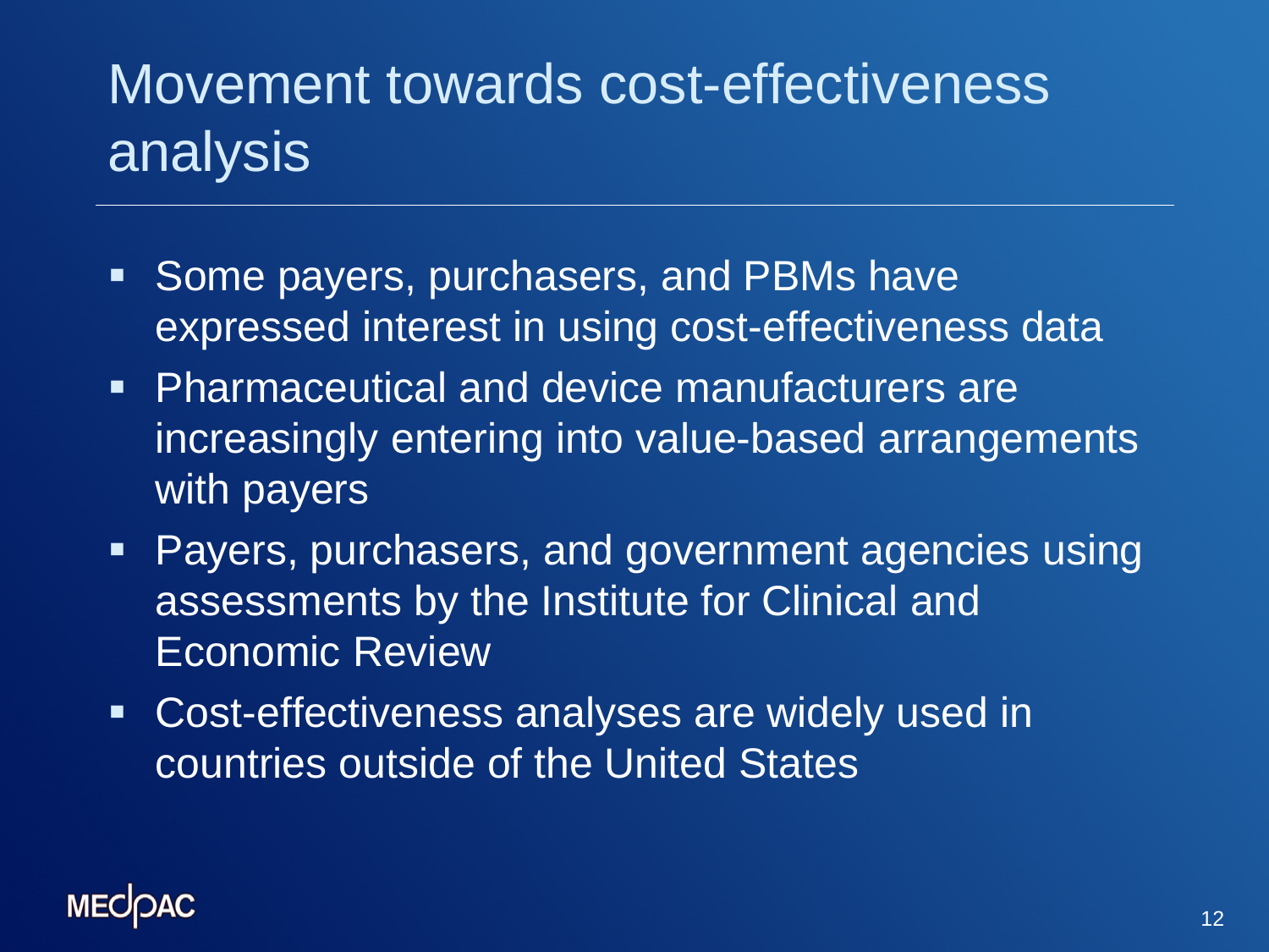# Movement towards cost-effectiveness analysis

- Some payers, purchasers, and PBMs have expressed interest in using cost-effectiveness data
- Pharmaceutical and device manufacturers are increasingly entering into value-based arrangements with payers
- Payers, purchasers, and government agencies using assessments by the Institute for Clinical and Economic Review
- Cost-effectiveness analyses are widely used in countries outside of the United States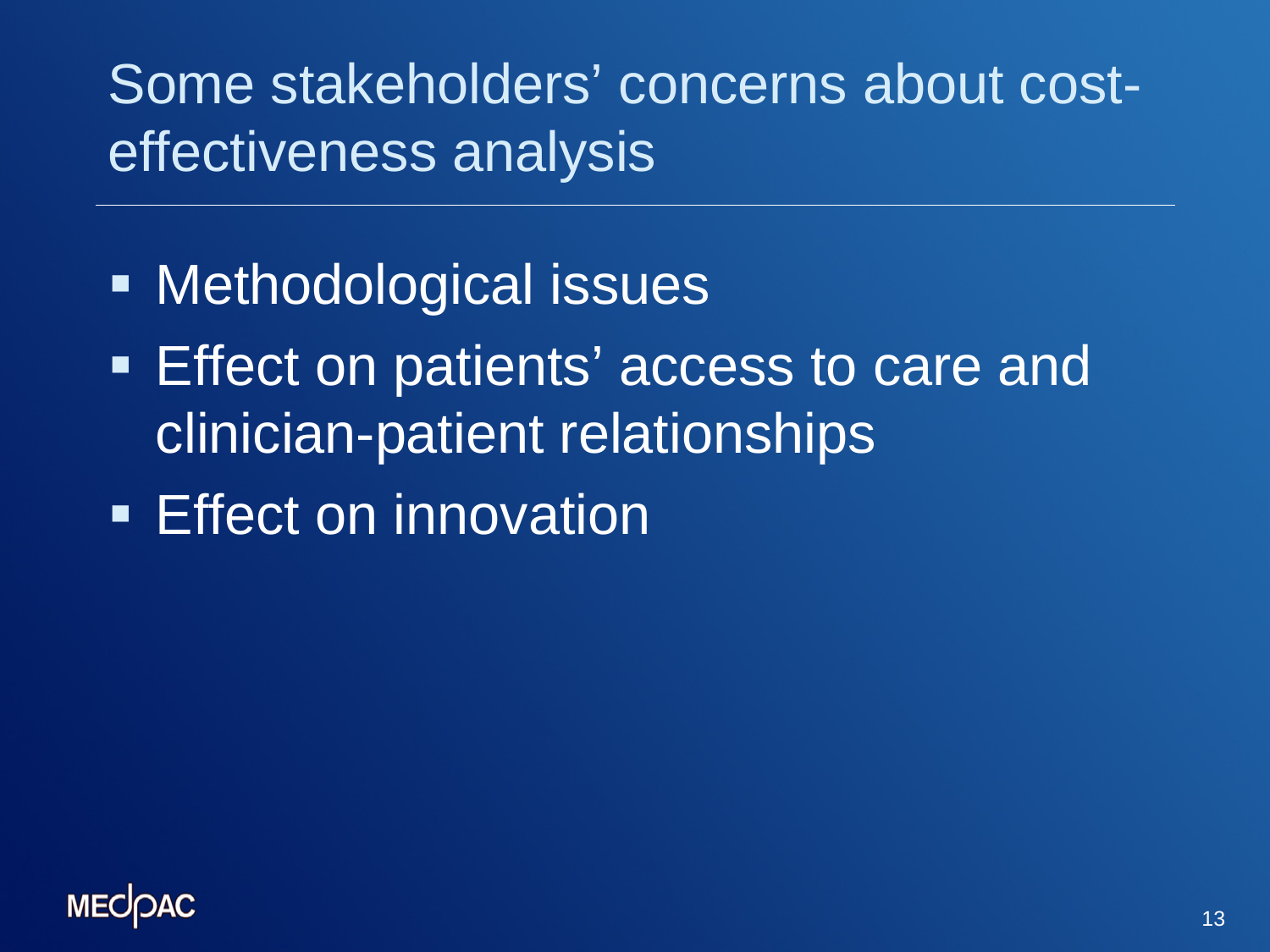# Some stakeholders' concerns about cost-effectiveness analysis

- Methodological issues
- Effect on patients' access to care and clinician-patient relationships
- Effect on innovation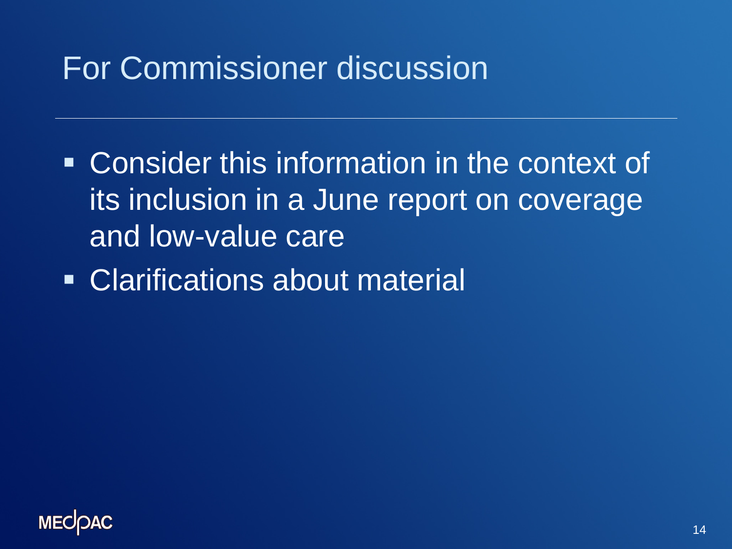# For Commissioner discussion

- Consider this information in the context of its inclusion in a June report on coverage and low-value care
- Clarifications about material